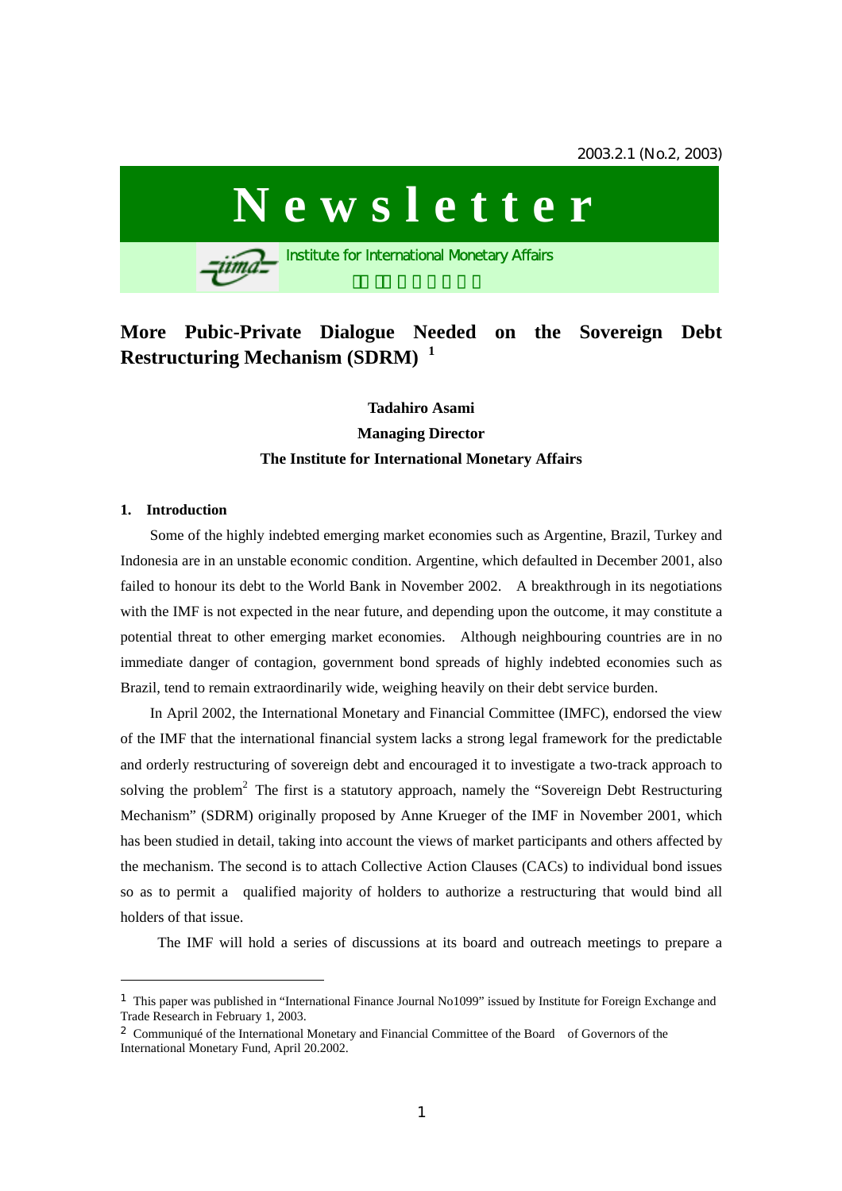2003.2.1 (No.2, 2003)

# Newsletter

Institute for International Monetary Affairs

## More Pubic-Private Dialogue Needed on the Sovereign Debt Restructuring Mechanism (SDRM) [1]

**Tadahiro Asami**
**Managing Director**
**The Institute for International Monetary Affairs**

### 1. Introduction

Some of the highly indebted emerging market economies such as Argentine, Brazil, Turkey and Indonesia are in an unstable economic condition. Argentine, which defaulted in December 2001, also failed to honour its debt to the World Bank in November 2002. A breakthrough in its negotiations with the IMF is not expected in the near future, and depending upon the outcome, it may constitute a potential threat to other emerging market economies. Although neighbouring countries are in no immediate danger of contagion, government bond spreads of highly indebted economies such as Brazil, tend to remain extraordinarily wide, weighing heavily on their debt service burden.

In April 2002, the International Monetary and Financial Committee (IMFC), endorsed the view of the IMF that the international financial system lacks a strong legal framework for the predictable and orderly restructuring of sovereign debt and encouraged it to investigate a two-track approach to solving the problem[2] The first is a statutory approach, namely the "Sovereign Debt Restructuring Mechanism" (SDRM) originally proposed by Anne Krueger of the IMF in November 2001, which has been studied in detail, taking into account the views of market participants and others affected by the mechanism. The second is to attach Collective Action Clauses (CACs) to individual bond issues so as to permit a qualified majority of holders to authorize a restructuring that would bind all holders of that issue.

The IMF will hold a series of discussions at its board and outreach meetings to prepare a

---

[1] This paper was published in "International Finance Journal No1099" issued by Institute for Foreign Exchange and Trade Research in February 1, 2003.

[2] Communiqué of the International Monetary and Financial Committee of the Board of Governors of the International Monetary Fund, April 20.2002.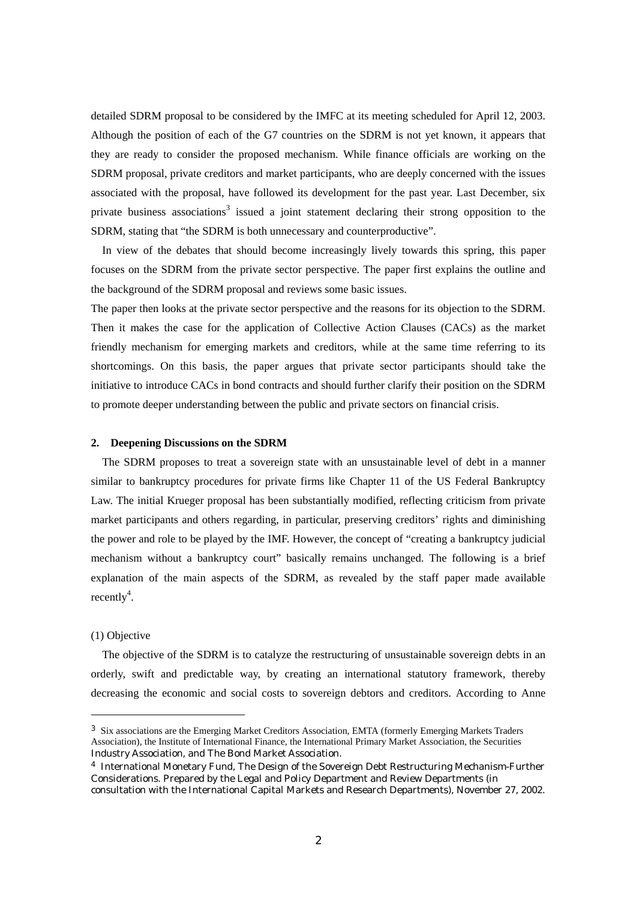detailed SDRM proposal to be considered by the IMFC at its meeting scheduled for April 12, 2003. Although the position of each of the G7 countries on the SDRM is not yet known, it appears that they are ready to consider the proposed mechanism. While finance officials are working on the SDRM proposal, private creditors and market participants, who are deeply concerned with the issues associated with the proposal, have followed its development for the past year. Last December, six private business associations[3] issued a joint statement declaring their strong opposition to the SDRM, stating that "the SDRM is both unnecessary and counterproductive".

In view of the debates that should become increasingly lively towards this spring, this paper focuses on the SDRM from the private sector perspective. The paper first explains the outline and the background of the SDRM proposal and reviews some basic issues.

The paper then looks at the private sector perspective and the reasons for its objection to the SDRM. Then it makes the case for the application of Collective Action Clauses (CACs) as the market friendly mechanism for emerging markets and creditors, while at the same time referring to its shortcomings. On this basis, the paper argues that private sector participants should take the initiative to introduce CACs in bond contracts and should further clarify their position on the SDRM to promote deeper understanding between the public and private sectors on financial crisis.

## 2. Deepening Discussions on the SDRM

The SDRM proposes to treat a sovereign state with an unsustainable level of debt in a manner similar to bankruptcy procedures for private firms like Chapter 11 of the US Federal Bankruptcy Law. The initial Krueger proposal has been substantially modified, reflecting criticism from private market participants and others regarding, in particular, preserving creditors' rights and diminishing the power and role to be played by the IMF. However, the concept of "creating a bankruptcy judicial mechanism without a bankruptcy court" basically remains unchanged. The following is a brief explanation of the main aspects of the SDRM, as revealed by the staff paper made available recently[4].

(1) Objective

The objective of the SDRM is to catalyze the restructuring of unsustainable sovereign debts in an orderly, swift and predictable way, by creating an international statutory framework, thereby decreasing the economic and social costs to sovereign debtors and creditors. According to Anne

---

[3] Six associations are the Emerging Market Creditors Association, EMTA (formerly Emerging Markets Traders Association), the Institute of International Finance, the International Primary Market Association, the Securities Industry Association, and The Bond Market Association.

[4] International Monetary Fund, The Design of the Sovereign Debt Restructuring Mechanism-Further Considerations. Prepared by the Legal and Policy Department and Review Departments (in consultation with the International Capital Markets and Research Departments), November 27, 2002.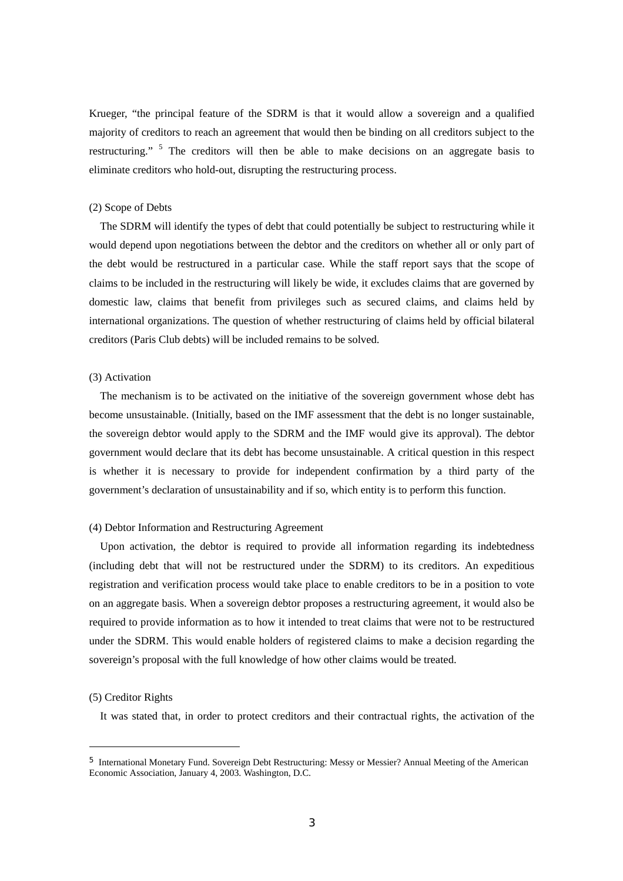Krueger, "the principal feature of the SDRM is that it would allow a sovereign and a qualified majority of creditors to reach an agreement that would then be binding on all creditors subject to the restructuring." [5] The creditors will then be able to make decisions on an aggregate basis to eliminate creditors who hold-out, disrupting the restructuring process.

(2) Scope of Debts

The SDRM will identify the types of debt that could potentially be subject to restructuring while it would depend upon negotiations between the debtor and the creditors on whether all or only part of the debt would be restructured in a particular case. While the staff report says that the scope of claims to be included in the restructuring will likely be wide, it excludes claims that are governed by domestic law, claims that benefit from privileges such as secured claims, and claims held by international organizations. The question of whether restructuring of claims held by official bilateral creditors (Paris Club debts) will be included remains to be solved.

(3) Activation

The mechanism is to be activated on the initiative of the sovereign government whose debt has become unsustainable. (Initially, based on the IMF assessment that the debt is no longer sustainable, the sovereign debtor would apply to the SDRM and the IMF would give its approval). The debtor government would declare that its debt has become unsustainable. A critical question in this respect is whether it is necessary to provide for independent confirmation by a third party of the government's declaration of unsustainability and if so, which entity is to perform this function.

(4) Debtor Information and Restructuring Agreement

Upon activation, the debtor is required to provide all information regarding its indebtedness (including debt that will not be restructured under the SDRM) to its creditors. An expeditious registration and verification process would take place to enable creditors to be in a position to vote on an aggregate basis. When a sovereign debtor proposes a restructuring agreement, it would also be required to provide information as to how it intended to treat claims that were not to be restructured under the SDRM. This would enable holders of registered claims to make a decision regarding the sovereign's proposal with the full knowledge of how other claims would be treated.

(5) Creditor Rights

It was stated that, in order to protect creditors and their contractual rights, the activation of the

---

[5] International Monetary Fund. Sovereign Debt Restructuring: Messy or Messier? Annual Meeting of the American Economic Association, January 4, 2003. Washington, D.C.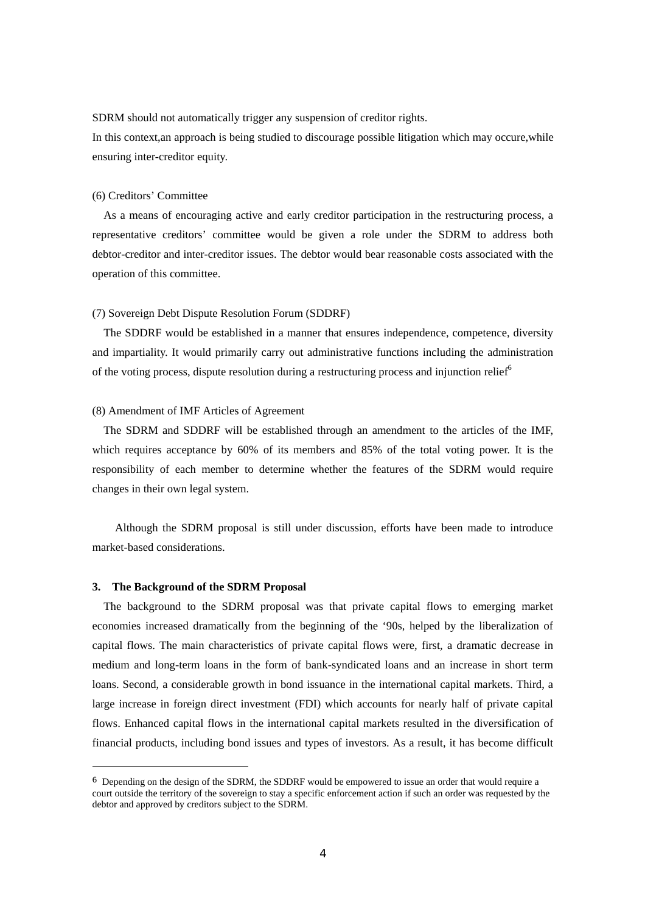SDRM should not automatically trigger any suspension of creditor rights.
In this context,an approach is being studied to discourage possible litigation which may occure,while ensuring inter-creditor equity.

(6) Creditors’ Committee

As a means of encouraging active and early creditor participation in the restructuring process, a representative creditors’ committee would be given a role under the SDRM to address both debtor-creditor and inter-creditor issues. The debtor would bear reasonable costs associated with the operation of this committee.

(7) Sovereign Debt Dispute Resolution Forum (SDDRF)

The SDDRF would be established in a manner that ensures independence, competence, diversity and impartiality. It would primarily carry out administrative functions including the administration of the voting process, dispute resolution during a restructuring process and injunction relief[6]

(8) Amendment of IMF Articles of Agreement

The SDRM and SDDRF will be established through an amendment to the articles of the IMF, which requires acceptance by 60% of its members and 85% of the total voting power. It is the responsibility of each member to determine whether the features of the SDRM would require changes in their own legal system.

Although the SDRM proposal is still under discussion, efforts have been made to introduce market-based considerations.

**3. The Background of the SDRM Proposal**

The background to the SDRM proposal was that private capital flows to emerging market economies increased dramatically from the beginning of the ‘90s, helped by the liberalization of capital flows. The main characteristics of private capital flows were, first, a dramatic decrease in medium and long-term loans in the form of bank-syndicated loans and an increase in short term loans. Second, a considerable growth in bond issuance in the international capital markets. Third, a large increase in foreign direct investment (FDI) which accounts for nearly half of private capital flows. Enhanced capital flows in the international capital markets resulted in the diversification of financial products, including bond issues and types of investors. As a result, it has become difficult

---

[6] Depending on the design of the SDRM, the SDDRF would be empowered to issue an order that would require a court outside the territory of the sovereign to stay a specific enforcement action if such an order was requested by the debtor and approved by creditors subject to the SDRM.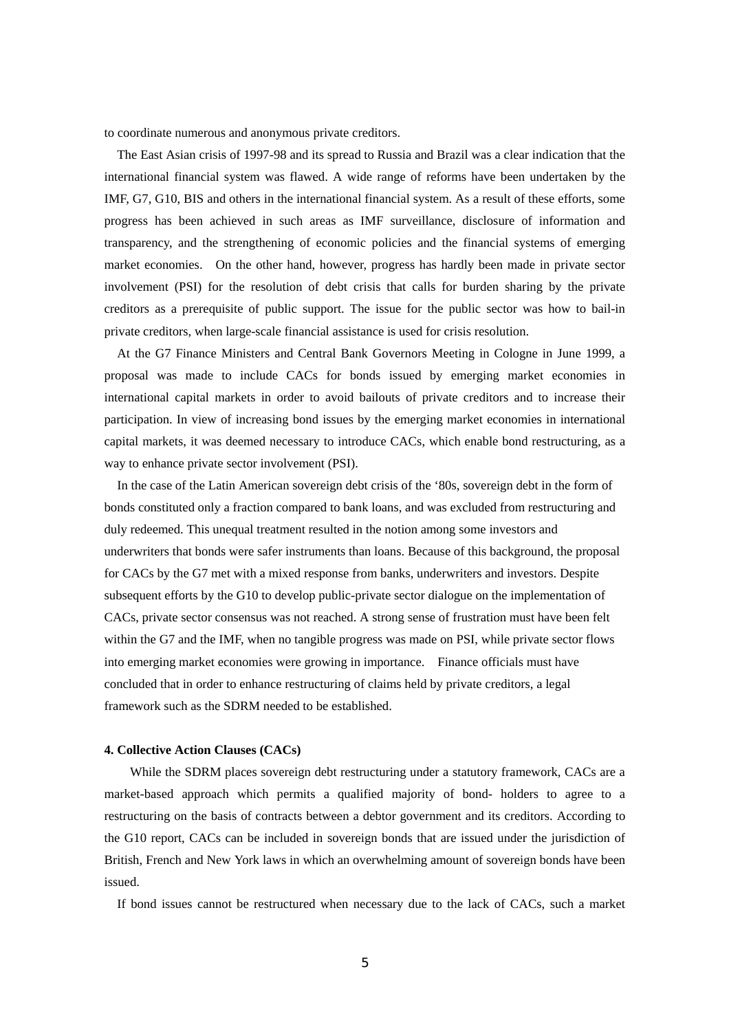to coordinate numerous and anonymous private creditors.

The East Asian crisis of 1997-98 and its spread to Russia and Brazil was a clear indication that the international financial system was flawed. A wide range of reforms have been undertaken by the IMF, G7, G10, BIS and others in the international financial system. As a result of these efforts, some progress has been achieved in such areas as IMF surveillance, disclosure of information and transparency, and the strengthening of economic policies and the financial systems of emerging market economies. On the other hand, however, progress has hardly been made in private sector involvement (PSI) for the resolution of debt crisis that calls for burden sharing by the private creditors as a prerequisite of public support. The issue for the public sector was how to bail-in private creditors, when large-scale financial assistance is used for crisis resolution.

At the G7 Finance Ministers and Central Bank Governors Meeting in Cologne in June 1999, a proposal was made to include CACs for bonds issued by emerging market economies in international capital markets in order to avoid bailouts of private creditors and to increase their participation. In view of increasing bond issues by the emerging market economies in international capital markets, it was deemed necessary to introduce CACs, which enable bond restructuring, as a way to enhance private sector involvement (PSI).

In the case of the Latin American sovereign debt crisis of the '80s, sovereign debt in the form of bonds constituted only a fraction compared to bank loans, and was excluded from restructuring and duly redeemed. This unequal treatment resulted in the notion among some investors and underwriters that bonds were safer instruments than loans. Because of this background, the proposal for CACs by the G7 met with a mixed response from banks, underwriters and investors. Despite subsequent efforts by the G10 to develop public-private sector dialogue on the implementation of CACs, private sector consensus was not reached. A strong sense of frustration must have been felt within the G7 and the IMF, when no tangible progress was made on PSI, while private sector flows into emerging market economies were growing in importance. Finance officials must have concluded that in order to enhance restructuring of claims held by private creditors, a legal framework such as the SDRM needed to be established.

#### 4. Collective Action Clauses (CACs)

While the SDRM places sovereign debt restructuring under a statutory framework, CACs are a market-based approach which permits a qualified majority of bond- holders to agree to a restructuring on the basis of contracts between a debtor government and its creditors. According to the G10 report, CACs can be included in sovereign bonds that are issued under the jurisdiction of British, French and New York laws in which an overwhelming amount of sovereign bonds have been issued.

If bond issues cannot be restructured when necessary due to the lack of CACs, such a market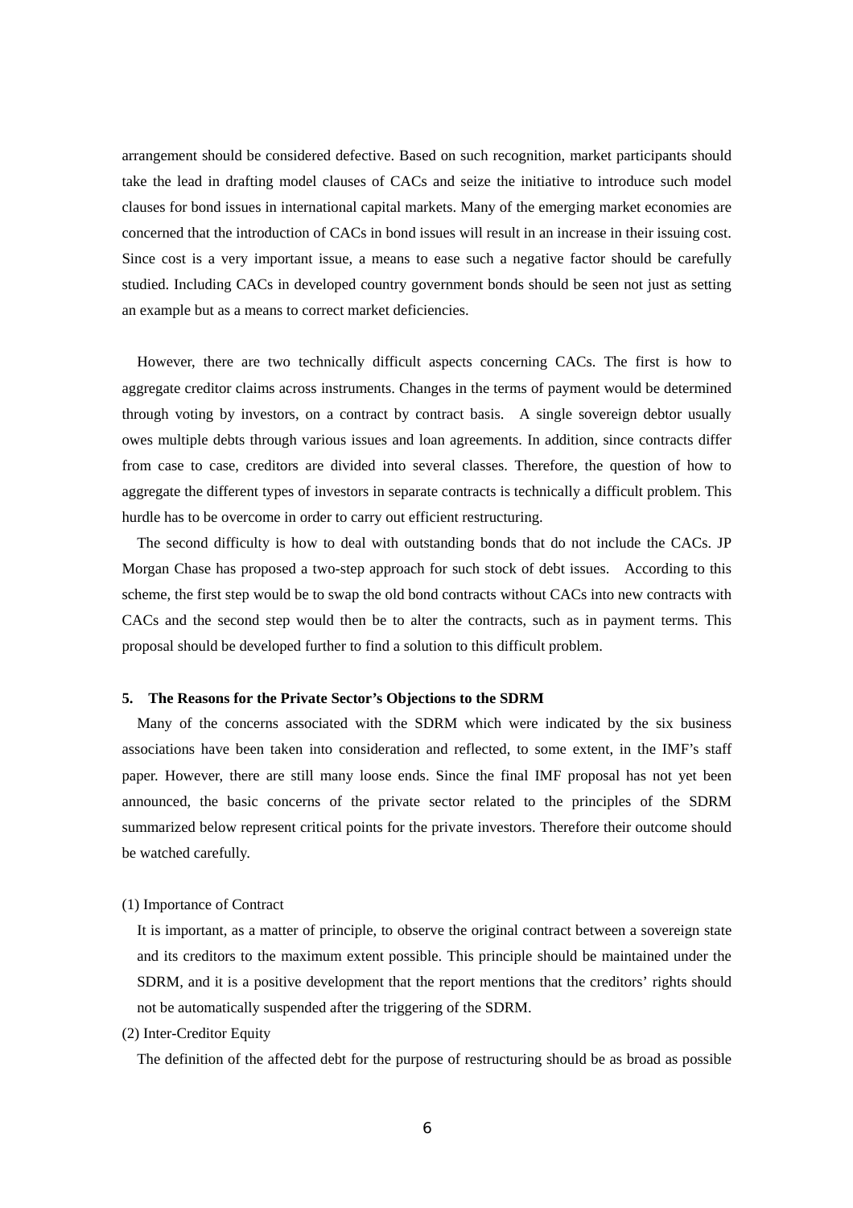arrangement should be considered defective. Based on such recognition, market participants should take the lead in drafting model clauses of CACs and seize the initiative to introduce such model clauses for bond issues in international capital markets. Many of the emerging market economies are concerned that the introduction of CACs in bond issues will result in an increase in their issuing cost. Since cost is a very important issue, a means to ease such a negative factor should be carefully studied. Including CACs in developed country government bonds should be seen not just as setting an example but as a means to correct market deficiencies.

However, there are two technically difficult aspects concerning CACs. The first is how to aggregate creditor claims across instruments. Changes in the terms of payment would be determined through voting by investors, on a contract by contract basis. A single sovereign debtor usually owes multiple debts through various issues and loan agreements. In addition, since contracts differ from case to case, creditors are divided into several classes. Therefore, the question of how to aggregate the different types of investors in separate contracts is technically a difficult problem. This hurdle has to be overcome in order to carry out efficient restructuring.

The second difficulty is how to deal with outstanding bonds that do not include the CACs. JP Morgan Chase has proposed a two-step approach for such stock of debt issues. According to this scheme, the first step would be to swap the old bond contracts without CACs into new contracts with CACs and the second step would then be to alter the contracts, such as in payment terms. This proposal should be developed further to find a solution to this difficult problem.

## 5. The Reasons for the Private Sector's Objections to the SDRM

Many of the concerns associated with the SDRM which were indicated by the six business associations have been taken into consideration and reflected, to some extent, in the IMF's staff paper. However, there are still many loose ends. Since the final IMF proposal has not yet been announced, the basic concerns of the private sector related to the principles of the SDRM summarized below represent critical points for the private investors. Therefore their outcome should be watched carefully.

(1) Importance of Contract

It is important, as a matter of principle, to observe the original contract between a sovereign state and its creditors to the maximum extent possible. This principle should be maintained under the SDRM, and it is a positive development that the report mentions that the creditors' rights should not be automatically suspended after the triggering of the SDRM.

(2) Inter-Creditor Equity

The definition of the affected debt for the purpose of restructuring should be as broad as possible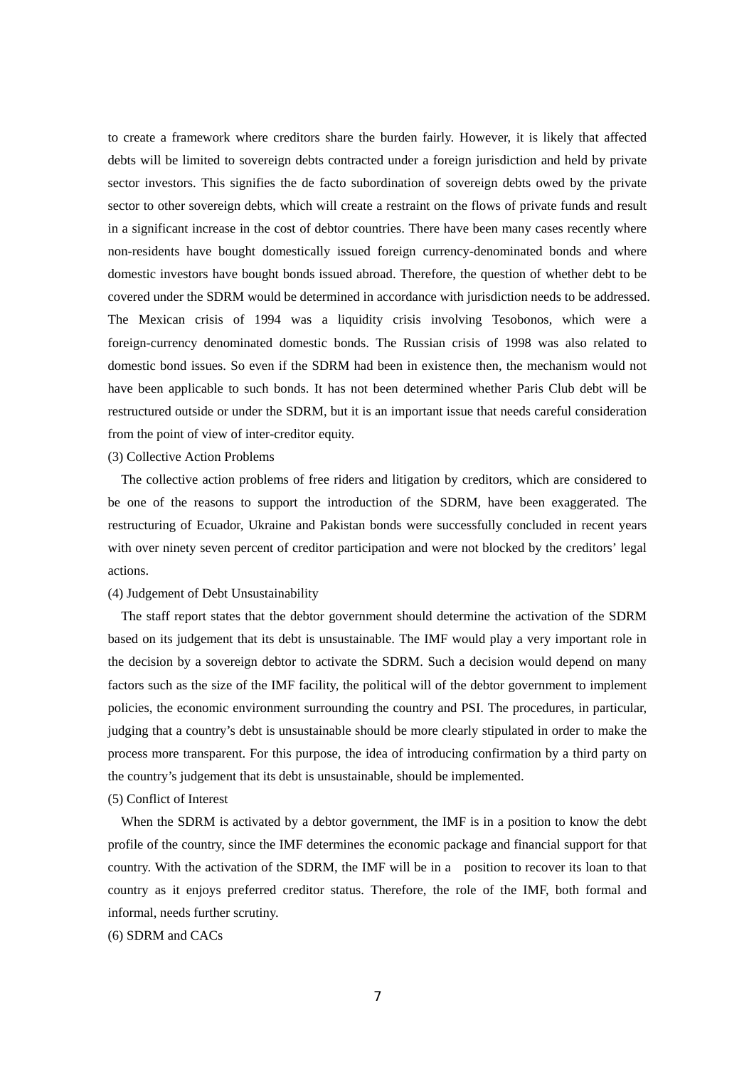to create a framework where creditors share the burden fairly. However, it is likely that affected debts will be limited to sovereign debts contracted under a foreign jurisdiction and held by private sector investors. This signifies the de facto subordination of sovereign debts owed by the private sector to other sovereign debts, which will create a restraint on the flows of private funds and result in a significant increase in the cost of debtor countries. There have been many cases recently where non-residents have bought domestically issued foreign currency-denominated bonds and where domestic investors have bought bonds issued abroad. Therefore, the question of whether debt to be covered under the SDRM would be determined in accordance with jurisdiction needs to be addressed. The Mexican crisis of 1994 was a liquidity crisis involving Tesobonos, which were a foreign-currency denominated domestic bonds. The Russian crisis of 1998 was also related to domestic bond issues. So even if the SDRM had been in existence then, the mechanism would not have been applicable to such bonds. It has not been determined whether Paris Club debt will be restructured outside or under the SDRM, but it is an important issue that needs careful consideration from the point of view of inter-creditor equity.

(3) Collective Action Problems

The collective action problems of free riders and litigation by creditors, which are considered to be one of the reasons to support the introduction of the SDRM, have been exaggerated. The restructuring of Ecuador, Ukraine and Pakistan bonds were successfully concluded in recent years with over ninety seven percent of creditor participation and were not blocked by the creditors' legal actions.

(4) Judgement of Debt Unsustainability

The staff report states that the debtor government should determine the activation of the SDRM based on its judgement that its debt is unsustainable. The IMF would play a very important role in the decision by a sovereign debtor to activate the SDRM. Such a decision would depend on many factors such as the size of the IMF facility, the political will of the debtor government to implement policies, the economic environment surrounding the country and PSI. The procedures, in particular, judging that a country's debt is unsustainable should be more clearly stipulated in order to make the process more transparent. For this purpose, the idea of introducing confirmation by a third party on the country's judgement that its debt is unsustainable, should be implemented.

(5) Conflict of Interest

When the SDRM is activated by a debtor government, the IMF is in a position to know the debt profile of the country, since the IMF determines the economic package and financial support for that country. With the activation of the SDRM, the IMF will be in a position to recover its loan to that country as it enjoys preferred creditor status. Therefore, the role of the IMF, both formal and informal, needs further scrutiny.

(6) SDRM and CACs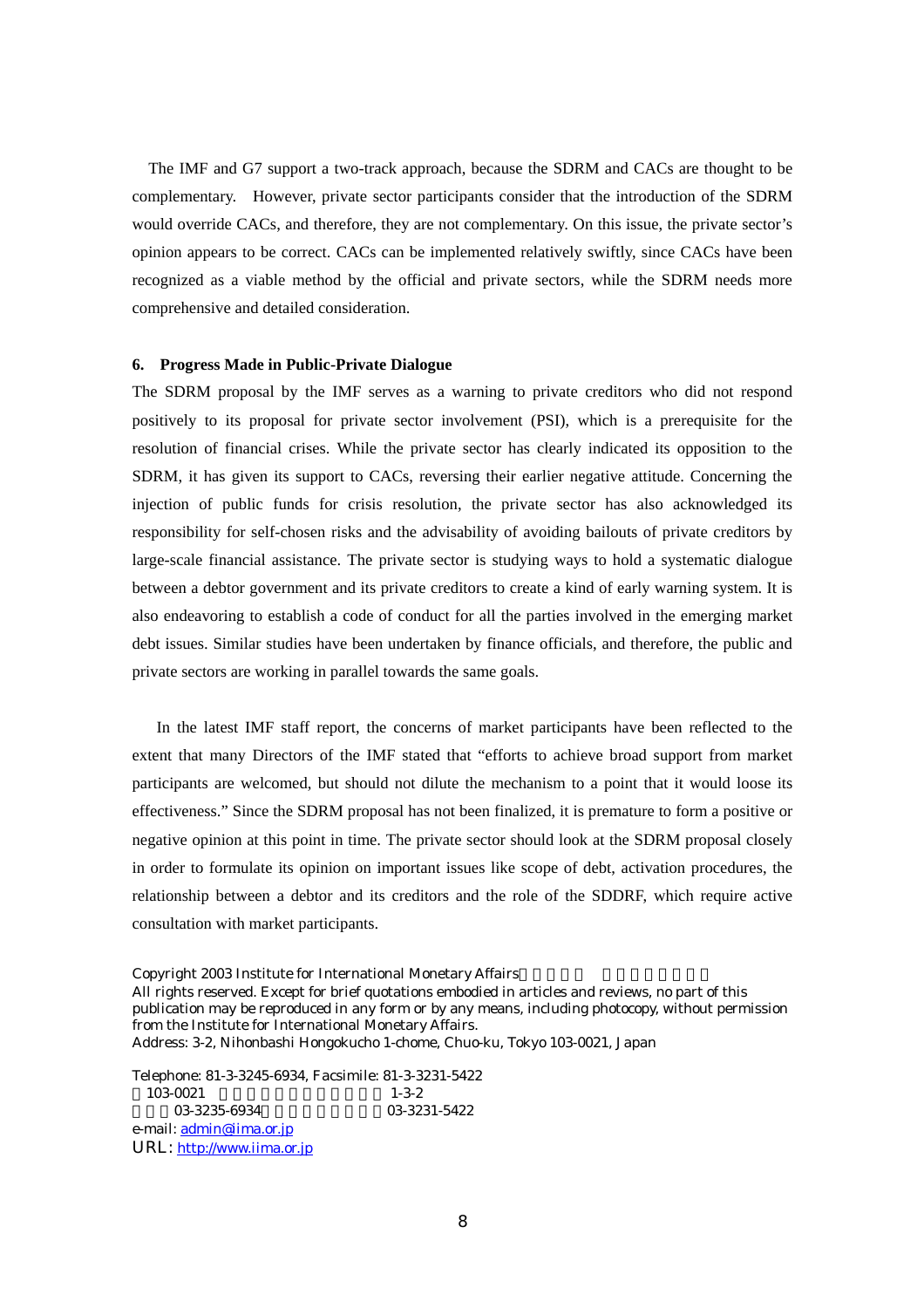The IMF and G7 support a two-track approach, because the SDRM and CACs are thought to be complementary. However, private sector participants consider that the introduction of the SDRM would override CACs, and therefore, they are not complementary. On this issue, the private sector's opinion appears to be correct. CACs can be implemented relatively swiftly, since CACs have been recognized as a viable method by the official and private sectors, while the SDRM needs more comprehensive and detailed consideration.

### 6. Progress Made in Public-Private Dialogue

The SDRM proposal by the IMF serves as a warning to private creditors who did not respond positively to its proposal for private sector involvement (PSI), which is a prerequisite for the resolution of financial crises. While the private sector has clearly indicated its opposition to the SDRM, it has given its support to CACs, reversing their earlier negative attitude. Concerning the injection of public funds for crisis resolution, the private sector has also acknowledged its responsibility for self-chosen risks and the advisability of avoiding bailouts of private creditors by large-scale financial assistance. The private sector is studying ways to hold a systematic dialogue between a debtor government and its private creditors to create a kind of early warning system. It is also endeavoring to establish a code of conduct for all the parties involved in the emerging market debt issues. Similar studies have been undertaken by finance officials, and therefore, the public and private sectors are working in parallel towards the same goals.

In the latest IMF staff report, the concerns of market participants have been reflected to the extent that many Directors of the IMF stated that "efforts to achieve broad support from market participants are welcomed, but should not dilute the mechanism to a point that it would loose its effectiveness." Since the SDRM proposal has not been finalized, it is premature to form a positive or negative opinion at this point in time. The private sector should look at the SDRM proposal closely in order to formulate its opinion on important issues like scope of debt, activation procedures, the relationship between a debtor and its creditors and the role of the SDDRF, which require active consultation with market participants.

Copyright 2003 Institute for International Monetary Affairs
All rights reserved. Except for brief quotations embodied in articles and reviews, no part of this publication may be reproduced in any form or by any means, including photocopy, without permission from the Institute for International Monetary Affairs.
Address: 3-2, Nihonbashi Hongokucho 1-chome, Chuo-ku, Tokyo 103-0021, Japan

Telephone: 81-3-3245-6934, Facsimile: 81-3-3231-5422
103-0021 1-3-2
03-3235-6934 03-3231-5422
e-mail: admin@iima.or.jp
URL: http://www.iima.or.jp